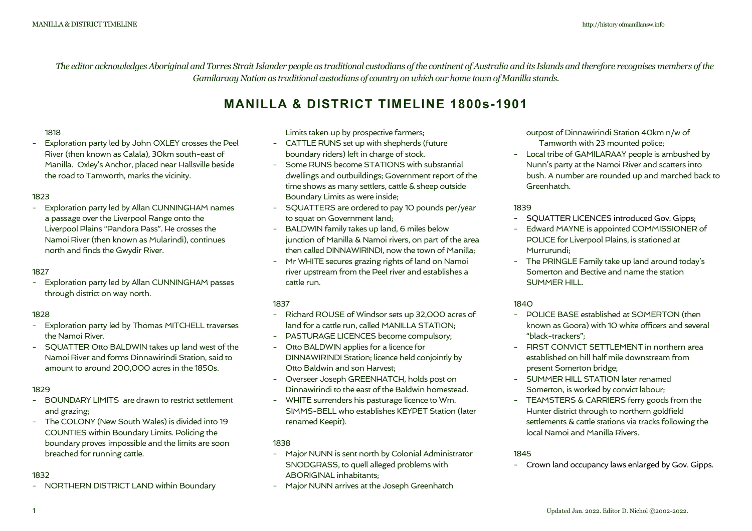*The editor acknowledges Aboriginal and Torres Strait Islander people as traditional custodians of the continent of Australia and its Islands and therefore recognises members of the Gamilaraay Nation as traditional custodians of country on which our home town of Manilla stands.*

# MANILLA & DISTRICT TIMELINE 1800s-1901

1818

- Exploration party led by John OXLEY crosses the Peel River (then known as Calala), 30km south-east of Manilla. Oxley's Anchor, placed near Hallsville beside the road to Tamworth, marks the vicinity.

1823

- Exploration party led by Allan CUNNINGHAM names a passage over the Liverpool Range onto the Liverpool Plains "Pandora Pass". He crosses the Namoi River (then known as Mularindi), continues north and finds the Gwydir River.

1827

- Exploration party led by Allan CUNNINGHAM passes through district on way north.

1828

- Exploration party led by Thomas MITCHELL traverses the Namoi River.
- SQUATTER Otto BALDWIN takes up land west of the Namoi River and forms Dinnawirindi Station, said to amount to around 200,000 acres in the 1850s.

1829

- BOUNDARY LIMITS are drawn to restrict settlement and grazing;
- The COLONY (New South Wales) is divided into 19 COUNTIES within Boundary Limits. Policing the boundary proves impossible and the limits are soon breached for running cattle.

1832

- NORTHERN DISTRICT LAND within Boundary Limits taken up by prospective farmers;
- CATTLE RUNS set up with shepherds (future boundary riders) left in charge of stock.
- Some RUNS become STATIONS with substantial dwellings and outbuildings; Government report of the time shows as many settlers, cattle & sheep outside Boundary Limits as were inside;
- SQUATTERS are ordered to pay 10 pounds per/year to squat on Government land;
- BALDWIN family takes up land, 6 miles below junction of Manilla & Namoi rivers, on part of the area then called DINNAWIRINDI, now the town of Manilla;
- Mr WHITE secures grazing rights of land on Namoi river upstream from the Peel river and establishes a cattle run.

1837

- Richard ROUSE of Windsor sets up 32,000 acres of land for a cattle run, called MANILLA STATION;
- PASTURAGE LICENCES become compulsory;
- Otto BALDWIN applies for a licence for DINNAWIRINDI Station; licence held conjointly by Otto Baldwin and son Harvest;
- Overseer Joseph GREENHATCH, holds post on Dinnawirindi to the east of the Baldwin homestead.
- WHITE surrenders his pasturage licence to Wm. SIMMS-BELL who establishes KEYPET Station (later renamed Keepit).

1838

- Major NUNN is sent north by Colonial Administrator SNODGRASS, to quell alleged problems with ABORIGINAL inhabitants;
- Major NUNN arrives at the Joseph Greenhatch outpost of Dinnawirindi Station 40km n/w of Tamworth with 23 mounted police;
- Local tribe of GAMILARAAY people is ambushed by Nunn's party at the Namoi River and scatters into bush. A number are rounded up and marched back to Greenhatch.

1839

- SQUATTER LICENCES introduced Gov. Gipps;
- Edward MAYNE is appointed COMMISSIONER of POLICE for Liverpool Plains, is stationed at Murrurundi;
- The PRINGLE Family take up land around today's Somerton and Bective and name the station SUMMER HILL.

1840

- POLICE BASE established at SOMERTON (then known as Goora) with 10 white officers and several "black-trackers";
- FIRST CONVICT SETTLEMENT in northern area established on hill half mile downstream from present Somerton bridge;
- SUMMER HILL STATION later renamed Somerton, is worked by convict labour;
- TEAMSTERS & CARRIERS ferry goods from the Hunter district through to northern goldfield settlements & cattle stations via tracks following the local Namoi and Manilla Rivers.

1845

- Crown land occupancy laws enlarged by Gov. Gipps.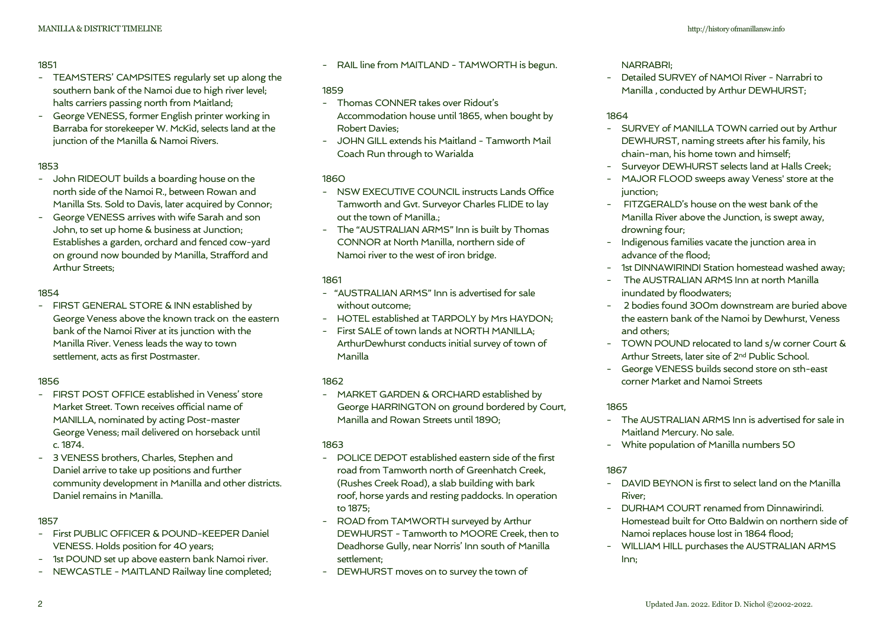1851

- TEAMSTERS' CAMPSITES regularly set up along the southern bank of the Namoi due to high river level; halts carriers passing north from Maitland;
- George VENESS, former English printer working in Barraba for storekeeper W. McKid, selects land at the junction of the Manilla & Namoi Rivers.

1853

- John RIDEOUT builds a boarding house on the north side of the Namoi R., between Rowan and Manilla Sts. Sold to Davis, later acquired by Connor;
- George VENESS arrives with wife Sarah and son John, to set up home & business at Junction; Establishes a garden, orchard and fenced cow-yard on ground now bounded by Manilla, Strafford and Arthur Streets;

1854

- FIRST GENERAL STORE & INN established by George Veness above the known track on the eastern bank of the Namoi River at its junction with the Manilla River. Veness leads the way to town settlement, acts as first Postmaster.

1856

- FIRST POST OFFICE established in Veness' store Market Street. Town receives official name of MANILLA, nominated by acting Post-master George Veness; mail delivered on horseback until c. 1874.
- 3 VENESS brothers, Charles, Stephen and Daniel arrive to take up positions and further community development in Manilla and other districts. Daniel remains in Manilla.

1857

- First PUBLIC OFFICER & POUND-KEEPER Daniel VENESS. Holds position for 40 years;
- 1st POUND set up above eastern bank Namoi river.
- NEWCASTLE - MAITLAND Railway line completed;
- RAIL line from MAITLAND - TAMWORTH is begun.

1859

- Thomas CONNER takes over Ridout's Accommodation house until 1865, when bought by Robert Davies;
- JOHN GILL extends his Maitland - Tamworth Mail Coach Run through to Warialda

1860

- NSW EXECUTIVE COUNCIL instructs Lands Office Tamworth and Gvt. Surveyor Charles FLIDE to lay out the town of Manilla.;
- The "AUSTRALIAN ARMS" Inn is built by Thomas CONNOR at North Manilla, northern side of Namoi river to the west of iron bridge.

1861

- "AUSTRALIAN ARMS" Inn is advertised for sale without outcome;
- HOTEL established at TARPOLY by Mrs HAYDON;
- First SALE of town lands at NORTH MANILLA; ArthurDewhurst conducts initial survey of town of Manilla

1862

- MARKET GARDEN & ORCHARD established by George HARRINGTON on ground bordered by Court, Manilla and Rowan Streets until 1890;

1863

- POLICE DEPOT established eastern side of the first road from Tamworth north of Greenhatch Creek, (Rushes Creek Road), a slab building with bark roof, horse yards and resting paddocks. In operation to 1875;
- ROAD from TAMWORTH surveyed by Arthur DEWHURST - Tamworth to MOORE Creek, then to Deadhorse Gully, near Norris' Inn south of Manilla settlement;
- DEWHURST moves on to survey the town of NARRABRI;
- Detailed SURVEY of NAMOI River - Narrabri to Manilla , conducted by Arthur DEWHURST;

1864

- SURVEY of MANILLA TOWN carried out by Arthur DEWHURST, naming streets after his family, his chain-man, his home town and himself;
- Surveyor DEWHURST selects land at Halls Creek;
- MAJOR FLOOD sweeps away Veness' store at the junction;
- FITZGERALD's house on the west bank of the Manilla River above the Junction, is swept away, drowning four;
- Indigenous families vacate the junction area in advance of the flood;
- 1st DINNAWIRINDI Station homestead washed away;
- The AUSTRALIAN ARMS Inn at north Manilla inundated by floodwaters;
- 2 bodies found 300m downstream are buried above the eastern bank of the Namoi by Dewhurst, Veness and others;
- TOWN POUND relocated to land s/w corner Court & Arthur Streets, later site of 2nd Public School.
- George VENESS builds second store on sth-east corner Market and Namoi Streets

1865

- The AUSTRALIAN ARMS Inn is advertised for sale in Maitland Mercury. No sale.
- White population of Manilla numbers 50

1867

- DAVID BEYNON is first to select land on the Manilla River;
- DURHAM COURT renamed from Dinnawirindi. Homestead built for Otto Baldwin on northern side of Namoi replaces house lost in 1864 flood;
- WILLIAM HILL purchases the AUSTRALIAN ARMS Inn;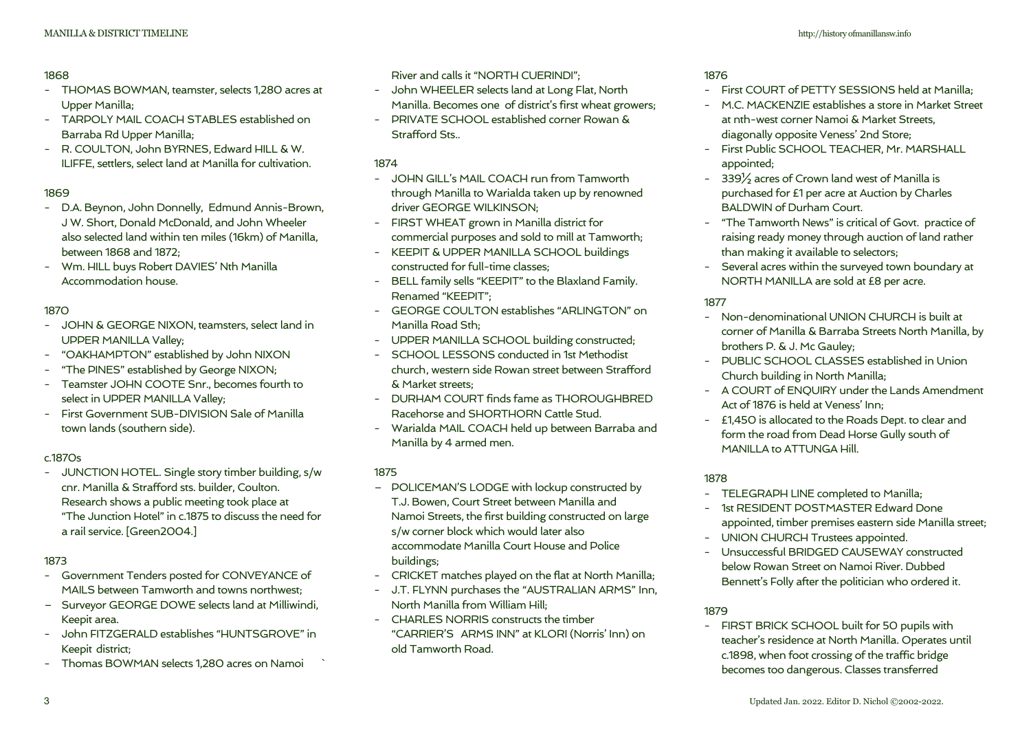1868

- THOMAS BOWMAN, teamster, selects 1,280 acres at Upper Manilla;
- TARPOLY MAIL COACH STABLES established on Barraba Rd Upper Manilla;
- R. COULTON, John BYRNES, Edward HILL & W. ILIFFE, settlers, select land at Manilla for cultivation.

1869

- D.A. Beynon, John Donnelly, Edmund Annis-Brown, J W. Short, Donald McDonald, and John Wheeler also selected land within ten miles (16km) of Manilla, between 1868 and 1872;
- Wm. HILL buys Robert DAVIES' Nth Manilla Accommodation house.

1870

- JOHN & GEORGE NIXON, teamsters, select land in UPPER MANILLA Valley;
- "OAKHAMPTON" established by John NIXON
- "The PINES" established by George NIXON;
- Teamster JOHN COOTE Snr., becomes fourth to select in UPPER MANILLA Valley;
- First Government SUB-DIVISION Sale of Manilla town lands (southern side).

c.1870s

- JUNCTION HOTEL. Single story timber building, s/w cnr. Manilla & Strafford sts. builder, Coulton. Research shows a public meeting took place at "The Junction Hotel" in c.1875 to discuss the need for a rail service. [Green2004.]

1873

- Government Tenders posted for CONVEYANCE of MAILS between Tamworth and towns northwest;
- Surveyor GEORGE DOWE selects land at Milliwindi, Keepit area.
- John FITZGERALD establishes "HUNTSGROVE" in Keepit district;
- Thomas BOWMAN selects 1,280 acres on Namoi River and calls it "NORTH CUERINDI";
- John WHEELER selects land at Long Flat, North Manilla. Becomes one of district's first wheat growers;
- PRIVATE SCHOOL established corner Rowan & Strafford Sts..

1874

- JOHN GILL's MAIL COACH run from Tamworth through Manilla to Warialda taken up by renowned driver GEORGE WILKINSON;
- FIRST WHEAT grown in Manilla district for commercial purposes and sold to mill at Tamworth;
- KEEPIT & UPPER MANILLA SCHOOL buildings constructed for full-time classes;
- BELL family sells "KEEPIT" to the Blaxland Family. Renamed "KEEPIT";
- GEORGE COULTON establishes "ARLINGTON" on Manilla Road Sth;
- UPPER MANILLA SCHOOL building constructed;
- SCHOOL LESSONS conducted in 1st Methodist church, western side Rowan street between Strafford & Market streets;
- DURHAM COURT finds fame as THOROUGHBRED Racehorse and SHORTHORN Cattle Stud.
- Warialda MAIL COACH held up between Barraba and Manilla by 4 armed men.

1875

- POLICEMAN'S LODGE with lockup constructed by T.J. Bowen, Court Street between Manilla and Namoi Streets, the first building constructed on large s/w corner block which would later also accommodate Manilla Court House and Police buildings;
- CRICKET matches played on the flat at North Manilla;
- J.T. FLYNN purchases the "AUSTRALIAN ARMS" Inn, North Manilla from William Hill;
- CHARLES NORRIS constructs the timber "CARRIER'S ARMS INN" at KLORI (Norris' Inn) on old Tamworth Road.

1876

- First COURT of PETTY SESSIONS held at Manilla;
- M.C. MACKENZIE establishes a store in Market Street at nth-west corner Namoi & Market Streets, diagonally opposite Veness' 2nd Store;
- First Public SCHOOL TEACHER, Mr. MARSHALL appointed;
- 339½ acres of Crown land west of Manilla is purchased for £1 per acre at Auction by Charles BALDWIN of Durham Court.
- "The Tamworth News" is critical of Govt. practice of raising ready money through auction of land rather than making it available to selectors;
- Several acres within the surveyed town boundary at NORTH MANILLA are sold at £8 per acre.

1877

- Non-denominational UNION CHURCH is built at corner of Manilla & Barraba Streets North Manilla, by brothers P. & J. Mc Gauley;
- PUBLIC SCHOOL CLASSES established in Union Church building in North Manilla;
- A COURT of ENQUIRY under the Lands Amendment Act of 1876 is held at Veness' Inn;
- £1,450 is allocated to the Roads Dept. to clear and form the road from Dead Horse Gully south of MANILLA to ATTUNGA Hill.

1878

- TELEGRAPH LINE completed to Manilla;
- 1st RESIDENT POSTMASTER Edward Done appointed, timber premises eastern side Manilla street;
- UNION CHURCH Trustees appointed.
- Unsuccessful BRIDGED CAUSEWAY constructed below Rowan Street on Namoi River. Dubbed Bennett's Folly after the politician who ordered it.

1879

- FIRST BRICK SCHOOL built for 50 pupils with teacher's residence at North Manilla. Operates until c.1898, when foot crossing of the traffic bridge becomes too dangerous. Classes transferred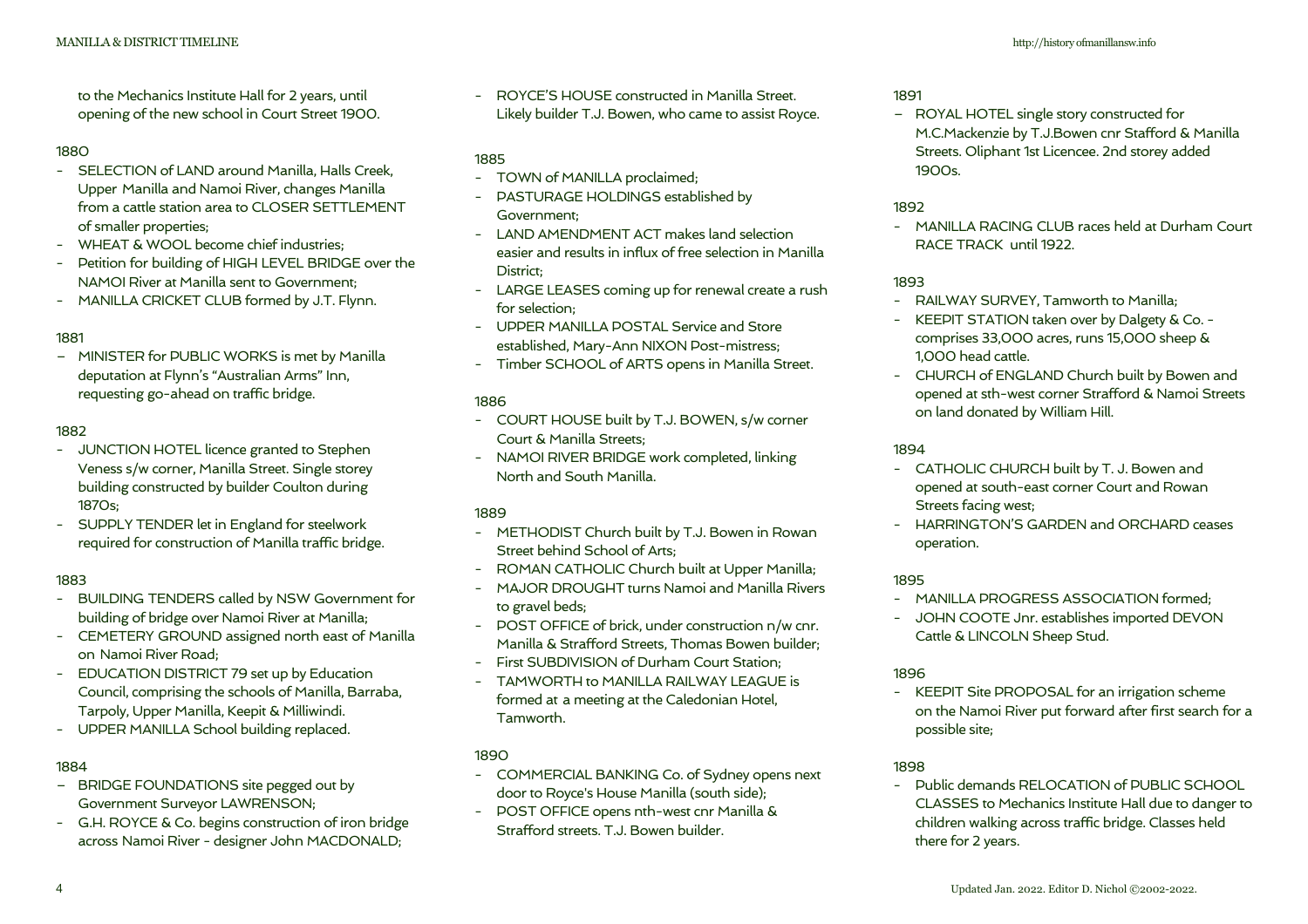to the Mechanics Institute Hall for 2 years, until opening of the new school in Court Street 1900.

1880

- SELECTION of LAND around Manilla, Halls Creek, Upper Manilla and Namoi River, changes Manilla from a cattle station area to CLOSER SETTLEMENT of smaller properties;
- WHEAT & WOOL become chief industries;
- Petition for building of HIGH LEVEL BRIDGE over the NAMOI River at Manilla sent to Government;
- MANILLA CRICKET CLUB formed by J.T. Flynn.

1881

- MINISTER for PUBLIC WORKS is met by Manilla deputation at Flynn's "Australian Arms" Inn, requesting go-ahead on traffic bridge.

1882

- JUNCTION HOTEL licence granted to Stephen Veness s/w corner, Manilla Street. Single storey building constructed by builder Coulton during 1870s;
- SUPPLY TENDER let in England for steelwork required for construction of Manilla traffic bridge.

1883

- BUILDING TENDERS called by NSW Government for building of bridge over Namoi River at Manilla;
- CEMETERY GROUND assigned north east of Manilla on Namoi River Road;
- EDUCATION DISTRICT 79 set up by Education Council, comprising the schools of Manilla, Barraba, Tarpoly, Upper Manilla, Keepit & Milliwindi.
- UPPER MANILLA School building replaced.

1884

- BRIDGE FOUNDATIONS site pegged out by Government Surveyor LAWRENSON;
- G.H. ROYCE & Co. begins construction of iron bridge across Namoi River - designer John MACDONALD;
- ROYCE'S HOUSE constructed in Manilla Street. Likely builder T.J. Bowen, who came to assist Royce.

1885

- TOWN of MANILLA proclaimed;
- PASTURAGE HOLDINGS established by Government;
- LAND AMENDMENT ACT makes land selection easier and results in influx of free selection in Manilla District;
- LARGE LEASES coming up for renewal create a rush for selection;
- UPPER MANILLA POSTAL Service and Store established, Mary-Ann NIXON Post-mistress;
- Timber SCHOOL of ARTS opens in Manilla Street.

1886

- COURT HOUSE built by T.J. BOWEN, s/w corner Court & Manilla Streets;
- NAMOI RIVER BRIDGE work completed, linking North and South Manilla.

1889

- METHODIST Church built by T.J. Bowen in Rowan Street behind School of Arts;
- ROMAN CATHOLIC Church built at Upper Manilla;
- MAJOR DROUGHT turns Namoi and Manilla Rivers to gravel beds;
- POST OFFICE of brick, under construction n/w cnr. Manilla & Strafford Streets, Thomas Bowen builder;
- First SUBDIVISION of Durham Court Station;
- TAMWORTH to MANILLA RAILWAY LEAGUE is formed at a meeting at the Caledonian Hotel, Tamworth.

1890

- COMMERCIAL BANKING Co. of Sydney opens next door to Royce's House Manilla (south side);
- POST OFFICE opens nth-west cnr Manilla & Strafford streets. T.J. Bowen builder.

1891

- ROYAL HOTEL single story constructed for M.C.Mackenzie by T.J.Bowen cnr Stafford & Manilla Streets. Oliphant 1st Licencee. 2nd storey added 1900s.

1892

- MANILLA RACING CLUB races held at Durham Court RACE TRACK until 1922.

1893

- RAILWAY SURVEY, Tamworth to Manilla;
- KEEPIT STATION taken over by Dalgety & Co. - comprises 33,000 acres, runs 15,000 sheep & 1,000 head cattle.
- CHURCH of ENGLAND Church built by Bowen and opened at sth-west corner Strafford & Namoi Streets on land donated by William Hill.

1894

- CATHOLIC CHURCH built by T. J. Bowen and opened at south-east corner Court and Rowan Streets facing west;
- HARRINGTON'S GARDEN and ORCHARD ceases operation.

1895

- MANILLA PROGRESS ASSOCIATION formed;
- JOHN COOTE Jnr. establishes imported DEVON Cattle & LINCOLN Sheep Stud.

1896

- KEEPIT Site PROPOSAL for an irrigation scheme on the Namoi River put forward after first search for a possible site;

1898

- Public demands RELOCATION of PUBLIC SCHOOL CLASSES to Mechanics Institute Hall due to danger to children walking across traffic bridge. Classes held there for 2 years.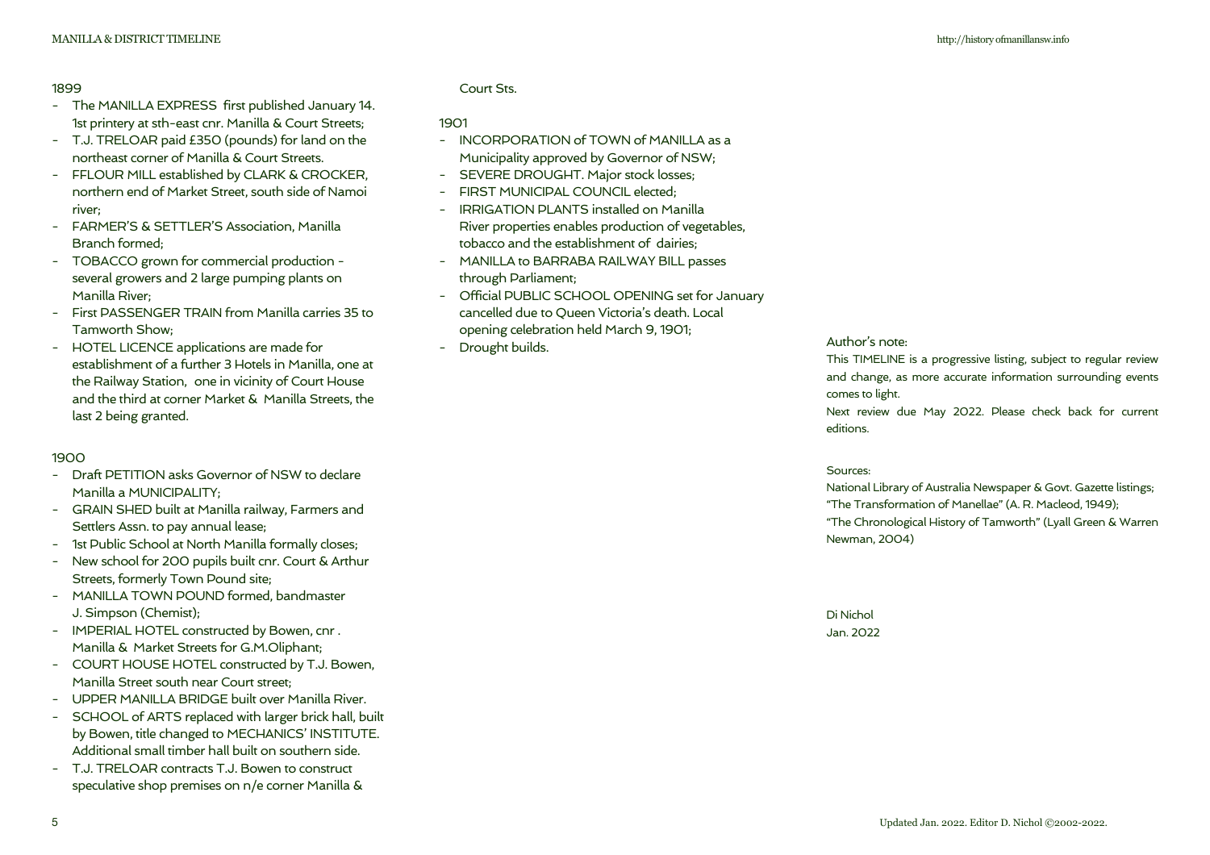## 1899

- The MANILLA EXPRESS first published January 14. 1st printery at sth-east cnr. Manilla & Court Streets;
- T.J. TRELOAR paid £350 (pounds) for land on the northeast corner of Manilla & Court Streets.
- FFLOUR MILL established by CLARK & CROCKER, northern end of Market Street, south side of Namoi river;
- FARMER'S & SETTLER'S Association, Manilla Branch formed;
- TOBACCO grown for commercial production - several growers and 2 large pumping plants on Manilla River;
- First PASSENGER TRAIN from Manilla carries 35 to Tamworth Show;
- HOTEL LICENCE applications are made for establishment of a further 3 Hotels in Manilla, one at the Railway Station, one in vicinity of Court House and the third at corner Market & Manilla Streets, the last 2 being granted.

## 1900

- Draft PETITION asks Governor of NSW to declare Manilla a MUNICIPALITY;
- GRAIN SHED built at Manilla railway, Farmers and Settlers Assn. to pay annual lease;
- 1st Public School at North Manilla formally closes;
- New school for 200 pupils built cnr. Court & Arthur Streets, formerly Town Pound site;
- MANILLA TOWN POUND formed, bandmaster J. Simpson (Chemist);
- IMPERIAL HOTEL constructed by Bowen, cnr . Manilla & Market Streets for G.M.Oliphant;
- COURT HOUSE HOTEL constructed by T.J. Bowen, Manilla Street south near Court street;
- UPPER MANILLA BRIDGE built over Manilla River.
- SCHOOL of ARTS replaced with larger brick hall, built by Bowen, title changed to MECHANICS' INSTITUTE. Additional small timber hall built on southern side.
- T.J. TRELOAR contracts T.J. Bowen to construct speculative shop premises on n/e corner Manilla & Court Sts.

## 1901

- INCORPORATION of TOWN of MANILLA as a Municipality approved by Governor of NSW;
- SEVERE DROUGHT. Major stock losses;
- FIRST MUNICIPAL COUNCIL elected;
- IRRIGATION PLANTS installed on Manilla River properties enables production of vegetables, tobacco and the establishment of dairies;
- MANILLA to BARRABA RAILWAY BILL passes through Parliament;
- Official PUBLIC SCHOOL OPENING set for January cancelled due to Queen Victoria's death. Local opening celebration held March 9, 1901;
- Drought builds.

Author's note:

This TIMELINE is a progressive listing, subject to regular review and change, as more accurate information surrounding events comes to light.

Next review due May 2022. Please check back for current editions.

Sources:

National Library of Australia Newspaper & Govt. Gazette listings;
"The Transformation of Manellae" (A. R. Macleod, 1949);
"The Chronological History of Tamworth" (Lyall Green & Warren Newman, 2004)

Di Nichol
Jan. 2022